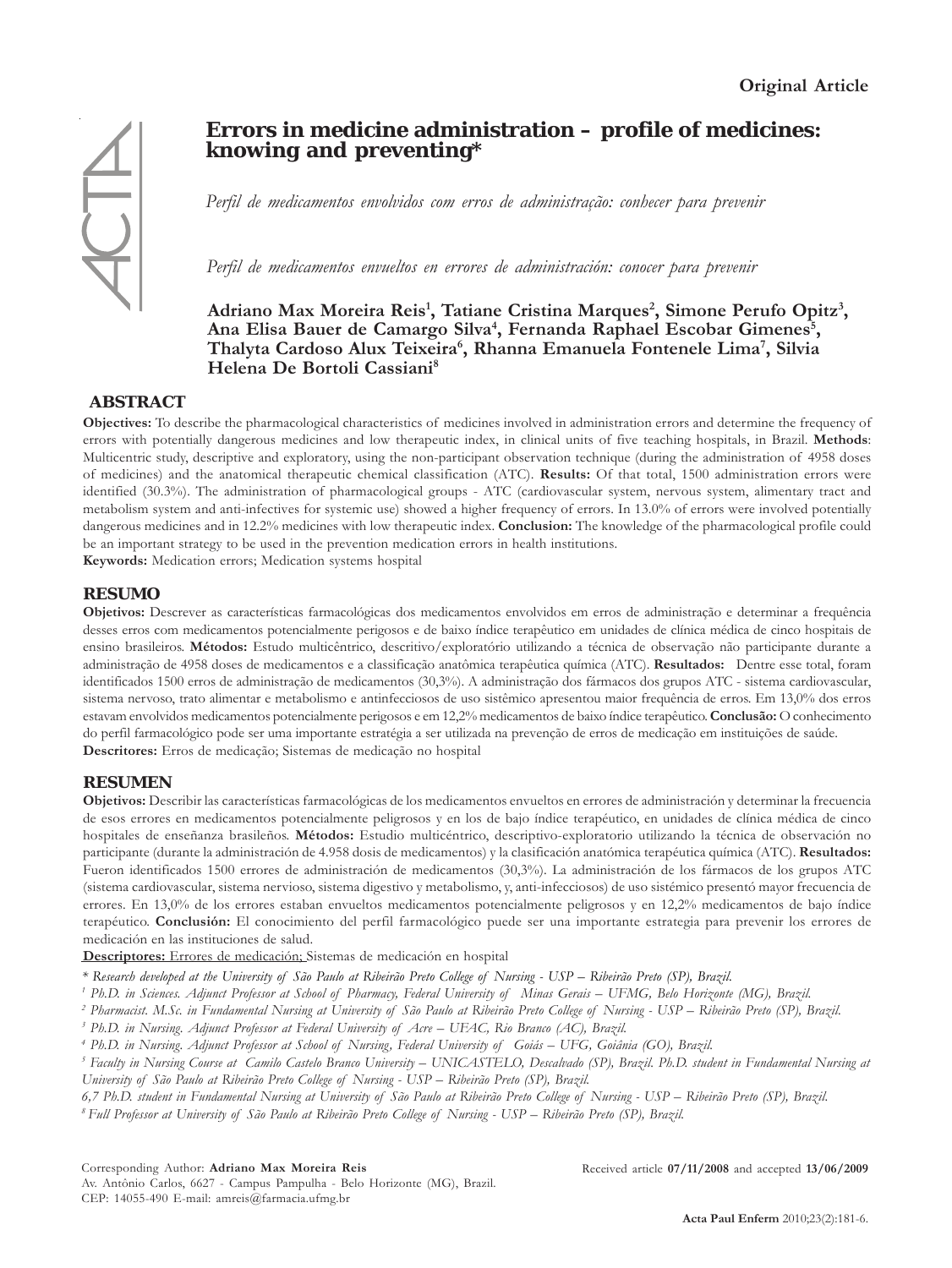Original Article

# Errors in medicine administration – profile of medicines: knowing and preventing*

*Perfil de medicamentos envolvidos com erros de administração: conhecer para prevenir*

*Perfil de medicamentos envueltos en errores de administración: conocer para prevenir*

**Adriano Max Moreira Reis[1], Tatiane Cristina Marques[2], Simone Perufo Opitz[3], Ana Elisa Bauer de Camargo Silva[4], Fernanda Raphael Escobar Gimenes[5], Thalyta Cardoso Alux Teixeira[6], Rhanna Emanuela Fontenele Lima[7], Silvia Helena De Bortoli Cassiani[8]**

## ABSTRACT

**Objectives:** To describe the pharmacological characteristics of medicines involved in administration errors and determine the frequency of errors with potentially dangerous medicines and low therapeutic index, in clinical units of five teaching hospitals, in Brazil. **Methods**: Multicentric study, descriptive and exploratory, using the non-participant observation technique (during the administration of 4958 doses of medicines) and the anatomical therapeutic chemical classification (ATC). **Results:** Of that total, 1500 administration errors were identified (30.3%). The administration of pharmacological groups - ATC (cardiovascular system, nervous system, alimentary tract and metabolism system and anti-infectives for systemic use) showed a higher frequency of errors. In 13.0% of errors were involved potentially dangerous medicines and in 12.2% medicines with low therapeutic index. **Conclusion:** The knowledge of the pharmacological profile could be an important strategy to be used in the prevention medication errors in health institutions.

**Keywords:** Medication errors; Medication systems hospital

## RESUMO

**Objetivos:** Descrever as características farmacológicas dos medicamentos envolvidos em erros de administração e determinar a frequência desses erros com medicamentos potencialmente perigosos e de baixo índice terapêutico em unidades de clínica médica de cinco hospitais de ensino brasileiros. **Métodos:** Estudo multicêntrico, descritivo/exploratório utilizando a técnica de observação não participante durante a administração de 4958 doses de medicamentos e a classificação anatômica terapêutica química (ATC). **Resultados:** Dentre esse total, foram identificados 1500 erros de administração de medicamentos (30,3%). A administração dos fármacos dos grupos ATC - sistema cardiovascular, sistema nervoso, trato alimentar e metabolismo e antinfecciosos de uso sistêmico apresentou maior frequência de erros. Em 13,0% dos erros estavam envolvidos medicamentos potencialmente perigosos e em 12,2% medicamentos de baixo índice terapêutico. **Conclusão:** O conhecimento do perfil farmacológico pode ser uma importante estratégia a ser utilizada na prevenção de erros de medicação em instituições de saúde.

**Descritores:** Erros de medicação; Sistemas de medicação no hospital

## RESUMEN

**Objetivos:** Describir las características farmacológicas de los medicamentos envueltos en errores de administración y determinar la frecuencia de esos errores en medicamentos potencialmente peligrosos y en los de bajo índice terapéutico, en unidades de clínica médica de cinco hospitales de enseñanza brasileños. **Métodos:** Estudio multicéntrico, descriptivo-exploratorio utilizando la técnica de observación no participante (durante la administración de 4.958 dosis de medicamentos) y la clasificación anatómica terapéutica química (ATC). **Resultados:** Fueron identificados 1500 errores de administración de medicamentos (30,3%). La administración de los fármacos de los grupos ATC (sistema cardiovascular, sistema nervioso, sistema digestivo y metabolismo, y, anti-infecciosos) de uso sistémico presentó mayor frecuencia de errores. En 13,0% de los errores estaban envueltos medicamentos potencialmente peligrosos y en 12,2% medicamentos de bajo índice terapéutico. **Conclusión:** El conocimiento del perfil farmacológico puede ser una importante estrategia para prevenir los errores de medicación en las instituciones de salud.

**Descriptores:** Errores de medicación; Sistemas de medicación en hospital

\* *Research developed at the University of São Paulo at Ribeirão Preto College of Nursing - USP – Ribeirão Preto (SP), Brazil.*

[1] *Ph.D. in Sciences. Adjunct Professor at School of Pharmacy, Federal University of Minas Gerais – UFMG, Belo Horizonte (MG), Brazil.*

[2] *Pharmacist. M.Sc. in Fundamental Nursing at University of São Paulo at Ribeirão Preto College of Nursing - USP – Ribeirão Preto (SP), Brazil.*

[3] *Ph.D. in Nursing. Adjunct Professor at Federal University of Acre – UFAC, Rio Branco (AC), Brazil.*

[4] *Ph.D. in Nursing. Adjunct Professor at School of Nursing, Federal University of Goiás – UFG, Goiânia (GO), Brazil.*

[5] *Faculty in Nursing Course at Camilo Castelo Branco University – UNICASTELO, Descalvado (SP), Brazil. Ph.D. student in Fundamental Nursing at University of São Paulo at Ribeirão Preto College of Nursing - USP – Ribeirão Preto (SP), Brazil.*

[6,7] *Ph.D. student in Fundamental Nursing at University of São Paulo at Ribeirão Preto College of Nursing - USP – Ribeirão Preto (SP), Brazil.*

[8] *Full Professor at University of São Paulo at Ribeirão Preto College of Nursing - USP – Ribeirão Preto (SP), Brazil.*

Corresponding Author: **Adriano Max Moreira Reis**
Av. Antônio Carlos, 6627 - Campus Pampulha - Belo Horizonte (MG), Brazil.
CEP: 14055-490 E-mail: amreis@farmacia.ufmg.br

Received article **07/11/2008** and accepted **13/06/2009**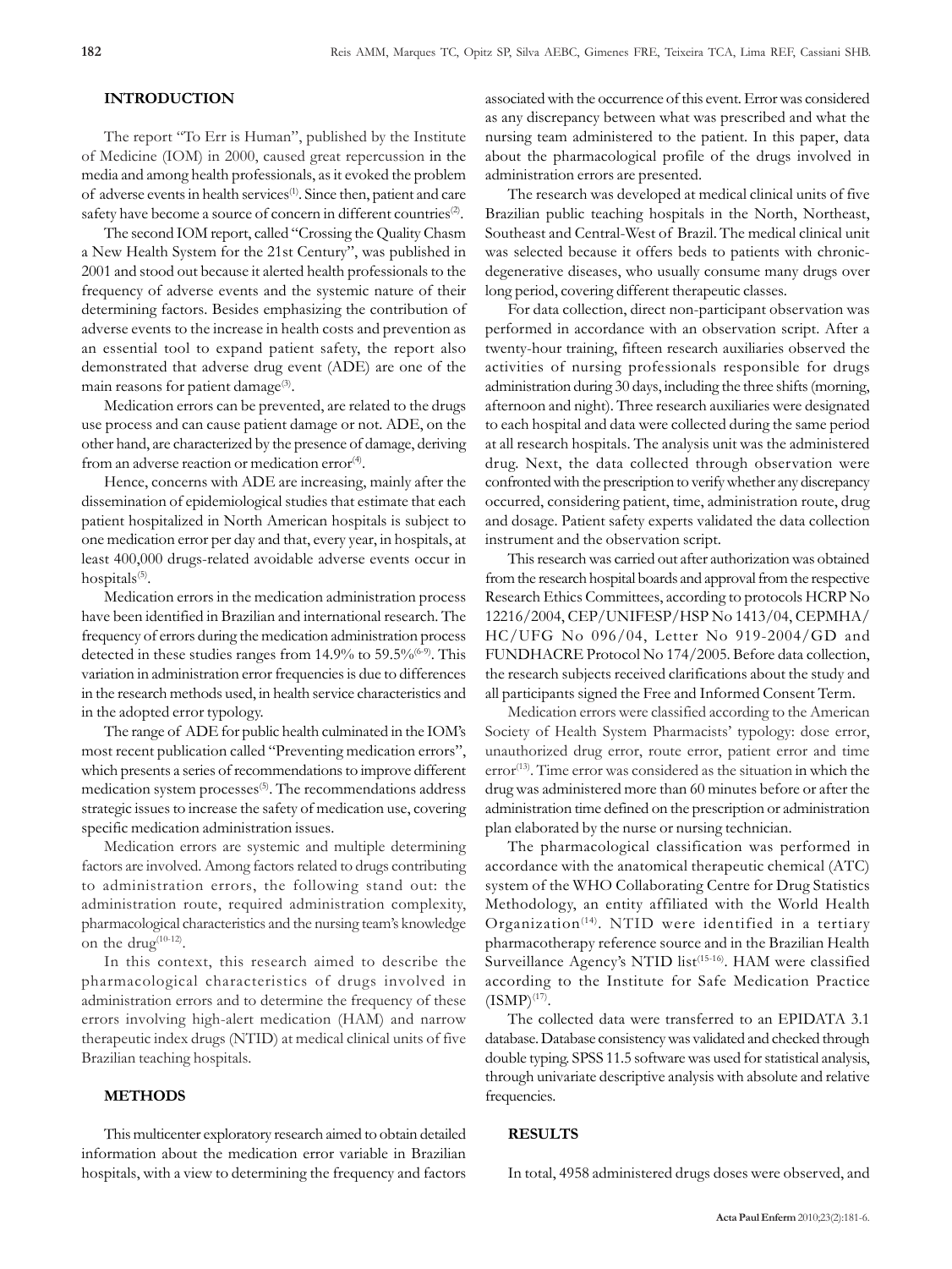## INTRODUCTION

The report "To Err is Human", published by the Institute of Medicine (IOM) in 2000, caused great repercussion in the media and among health professionals, as it evoked the problem of adverse events in health services[1]. Since then, patient and care safety have become a source of concern in different countries[2].

The second IOM report, called "Crossing the Quality Chasm a New Health System for the 21st Century", was published in 2001 and stood out because it alerted health professionals to the frequency of adverse events and the systemic nature of their determining factors. Besides emphasizing the contribution of adverse events to the increase in health costs and prevention as an essential tool to expand patient safety, the report also demonstrated that adverse drug event (ADE) are one of the main reasons for patient damage[3].

Medication errors can be prevented, are related to the drugs use process and can cause patient damage or not. ADE, on the other hand, are characterized by the presence of damage, deriving from an adverse reaction or medication error[4].

Hence, concerns with ADE are increasing, mainly after the dissemination of epidemiological studies that estimate that each patient hospitalized in North American hospitals is subject to one medication error per day and that, every year, in hospitals, at least 400,000 drugs-related avoidable adverse events occur in hospitals[5].

Medication errors in the medication administration process have been identified in Brazilian and international research. The frequency of errors during the medication administration process detected in these studies ranges from 14.9% to 59.5%[6-9]. This variation in administration error frequencies is due to differences in the research methods used, in health service characteristics and in the adopted error typology.

The range of ADE for public health culminated in the IOM's most recent publication called "Preventing medication errors", which presents a series of recommendations to improve different medication system processes[5]. The recommendations address strategic issues to increase the safety of medication use, covering specific medication administration issues.

Medication errors are systemic and multiple determining factors are involved. Among factors related to drugs contributing to administration errors, the following stand out: the administration route, required administration complexity, pharmacological characteristics and the nursing team's knowledge on the drug[10-12].

In this context, this research aimed to describe the pharmacological characteristics of drugs involved in administration errors and to determine the frequency of these errors involving high-alert medication (HAM) and narrow therapeutic index drugs (NTID) at medical clinical units of five Brazilian teaching hospitals.

## METHODS

This multicenter exploratory research aimed to obtain detailed information about the medication error variable in Brazilian hospitals, with a view to determining the frequency and factors associated with the occurrence of this event. Error was considered as any discrepancy between what was prescribed and what the nursing team administered to the patient. In this paper, data about the pharmacological profile of the drugs involved in administration errors are presented.

The research was developed at medical clinical units of five Brazilian public teaching hospitals in the North, Northeast, Southeast and Central-West of Brazil. The medical clinical unit was selected because it offers beds to patients with chronic-degenerative diseases, who usually consume many drugs over long period, covering different therapeutic classes.

For data collection, direct non-participant observation was performed in accordance with an observation script. After a twenty-hour training, fifteen research auxiliaries observed the activities of nursing professionals responsible for drugs administration during 30 days, including the three shifts (morning, afternoon and night). Three research auxiliaries were designated to each hospital and data were collected during the same period at all research hospitals. The analysis unit was the administered drug. Next, the data collected through observation were confronted with the prescription to verify whether any discrepancy occurred, considering patient, time, administration route, drug and dosage. Patient safety experts validated the data collection instrument and the observation script.

This research was carried out after authorization was obtained from the research hospital boards and approval from the respective Research Ethics Committees, according to protocols HCRP No 12216/2004, CEP/UNIFESP/HSP No 1413/04, CEPMHA/HC/UFG No 096/04, Letter No 919-2004/GD and FUNDHACRE Protocol No 174/2005. Before data collection, the research subjects received clarifications about the study and all participants signed the Free and Informed Consent Term.

Medication errors were classified according to the American Society of Health System Pharmacists' typology: dose error, unauthorized drug error, route error, patient error and time error[13]. Time error was considered as the situation in which the drug was administered more than 60 minutes before or after the administration time defined on the prescription or administration plan elaborated by the nurse or nursing technician.

The pharmacological classification was performed in accordance with the anatomical therapeutic chemical (ATC) system of the WHO Collaborating Centre for Drug Statistics Methodology, an entity affiliated with the World Health Organization[14]. NTID were identified in a tertiary pharmacotherapy reference source and in the Brazilian Health Surveillance Agency's NTID list[15-16]. HAM were classified according to the Institute for Safe Medication Practice (ISMP)[17].

The collected data were transferred to an EPIDATA 3.1 database. Database consistency was validated and checked through double typing. SPSS 11.5 software was used for statistical analysis, through univariate descriptive analysis with absolute and relative frequencies.

## RESULTS

In total, 4958 administered drugs doses were observed, and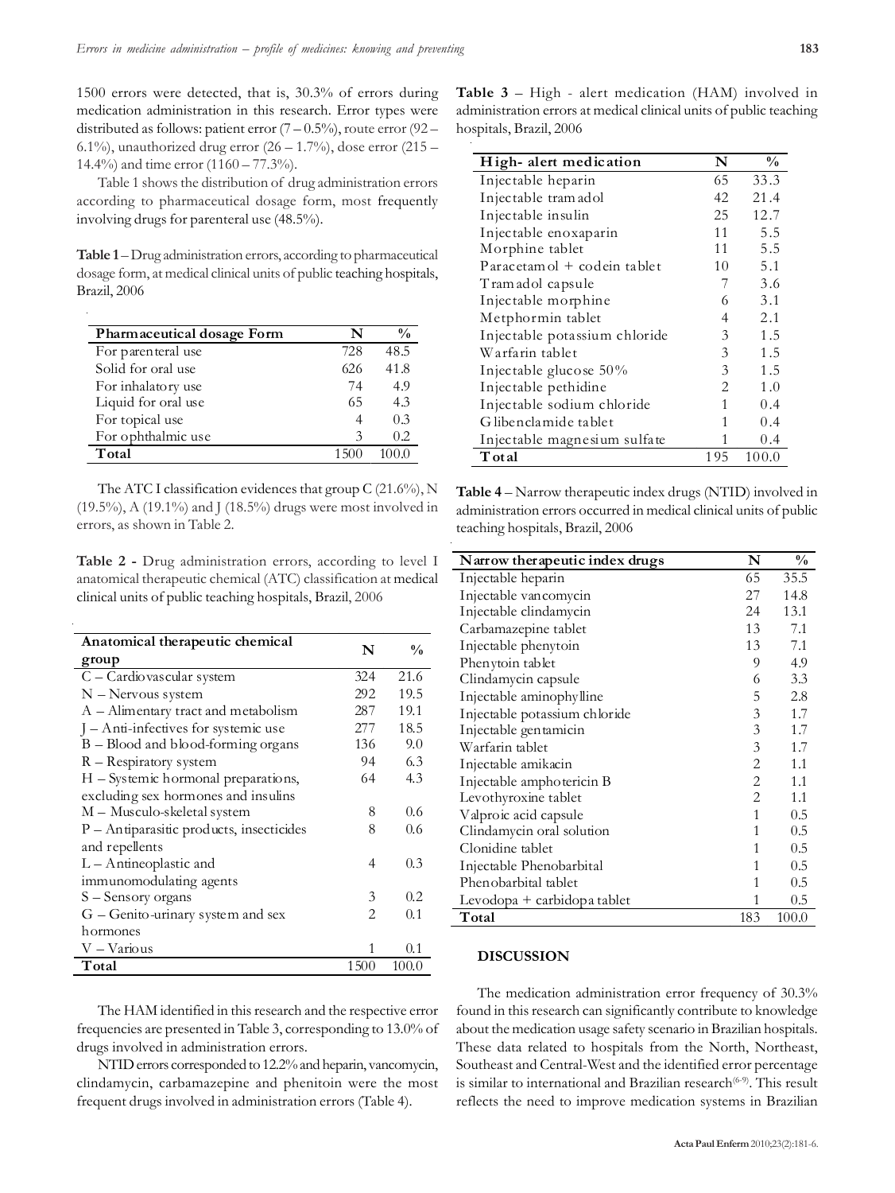1500 errors were detected, that is, 30.3% of errors during medication administration in this research. Error types were distributed as follows: patient error (7 – 0.5%), route error (92 – 6.1%), unauthorized drug error (26 – 1.7%), dose error (215 – 14.4%) and time error (1160 – 77.3%).

Table 1 shows the distribution of drug administration errors according to pharmaceutical dosage form, most frequently involving drugs for parenteral use (48.5%).

**Table 1** – Drug administration errors, according to pharmaceutical dosage form, at medical clinical units of public teaching hospitals, Brazil, 2006

| Pharmaceutical dosage Form | N | % |
|---|---|---|
| For parenteral use | 728 | 48.5 |
| Solid for oral use | 626 | 41.8 |
| For inhalatory use | 74 | 4.9 |
| Liquid for oral use | 65 | 4.3 |
| For topical use | 4 | 0.3 |
| For ophthalmic use | 3 | 0.2 |
| **Total** | 1500 | 100.0 |

The ATC I classification evidences that group C (21.6%), N (19.5%), A (19.1%) and J (18.5%) drugs were most involved in errors, as shown in Table 2.

**Table 2** - Drug administration errors, according to level I anatomical therapeutic chemical (ATC) classification at medical clinical units of public teaching hospitals, Brazil, 2006

| Anatomical therapeutic chemical group | N | % |
|---|---|---|
| C – Cardiovascular system | 324 | 21.6 |
| N – Nervous system | 292 | 19.5 |
| A – Alimentary tract and metabolism | 287 | 19.1 |
| J – Anti-infectives for systemic use | 277 | 18.5 |
| B – Blood and blood-forming organs | 136 | 9.0 |
| R – Respiratory system | 94 | 6.3 |
| H – Systemic hormonal preparations, excluding sex hormones and insulins | 64 | 4.3 |
| M – Musculo-skeletal system | 8 | 0.6 |
| P – Antiparasitic products, insecticides and repellents | 8 | 0.6 |
| L – Antineoplastic and immunomodulating agents | 4 | 0.3 |
| S – Sensory organs | 3 | 0.2 |
| G – Genito-urinary system and sex hormones | 2 | 0.1 |
| V – Various | 1 | 0.1 |
| **Total** | 1500 | 100.0 |

The HAM identified in this research and the respective error frequencies are presented in Table 3, corresponding to 13.0% of drugs involved in administration errors.

NTID errors corresponded to 12.2% and heparin, vancomycin, clindamycin, carbamazepine and phenitoin were the most frequent drugs involved in administration errors (Table 4).

**Table 3** – High - alert medication (HAM) involved in administration errors at medical clinical units of public teaching hospitals, Brazil, 2006

| High- alert medication | N | % |
|---|---|---|
| Injectable heparin | 65 | 33.3 |
| Injectable tramadol | 42 | 21.4 |
| Injectable insulin | 25 | 12.7 |
| Injectable enoxaparin | 11 | 5.5 |
| Morphine tablet | 11 | 5.5 |
| Paracetamol + codein tablet | 10 | 5.1 |
| Tramadol capsule | 7 | 3.6 |
| Injectable morphine | 6 | 3.1 |
| Metphormin tablet | 4 | 2.1 |
| Injectable potassium chloride | 3 | 1.5 |
| Warfarin tablet | 3 | 1.5 |
| Injectable glucose 50% | 3 | 1.5 |
| Injectable pethidine | 2 | 1.0 |
| Injectable sodium chloride | 1 | 0.4 |
| Glibenclamide tablet | 1 | 0.4 |
| Injectable magnesium sulfate | 1 | 0.4 |
| **Total** | 195 | 100.0 |

**Table 4** – Narrow therapeutic index drugs (NTID) involved in administration errors occurred in medical clinical units of public teaching hospitals, Brazil, 2006

| Narrow therapeutic index drugs | N | % |
|---|---|---|
| Injectable heparin | 65 | 35.5 |
| Injectable vancomycin | 27 | 14.8 |
| Injectable clindamycin | 24 | 13.1 |
| Carbamazepine tablet | 13 | 7.1 |
| Injectable phenytoin | 13 | 7.1 |
| Phenytoin tablet | 9 | 4.9 |
| Clindamycin capsule | 6 | 3.3 |
| Injectable aminophylline | 5 | 2.8 |
| Injectable potassium chloride | 3 | 1.7 |
| Injectable gentamicin | 3 | 1.7 |
| Warfarin tablet | 3 | 1.7 |
| Injectable amikacin | 2 | 1.1 |
| Injectable amphotericin B | 2 | 1.1 |
| Levothyroxine tablet | 2 | 1.1 |
| Valproic acid capsule | 1 | 0.5 |
| Clindamycin oral solution | 1 | 0.5 |
| Clonidine tablet | 1 | 0.5 |
| Injectable Phenobarbital | 1 | 0.5 |
| Phenobarbital tablet | 1 | 0.5 |
| Levodopa + carbidopa tablet | 1 | 0.5 |
| **Total** | 183 | 100.0 |

## DISCUSSION

The medication administration error frequency of 30.3% found in this research can significantly contribute to knowledge about the medication usage safety scenario in Brazilian hospitals. These data related to hospitals from the North, Northeast, Southeast and Central-West and the identified error percentage is similar to international and Brazilian research[6-9]. This result reflects the need to improve medication systems in Brazilian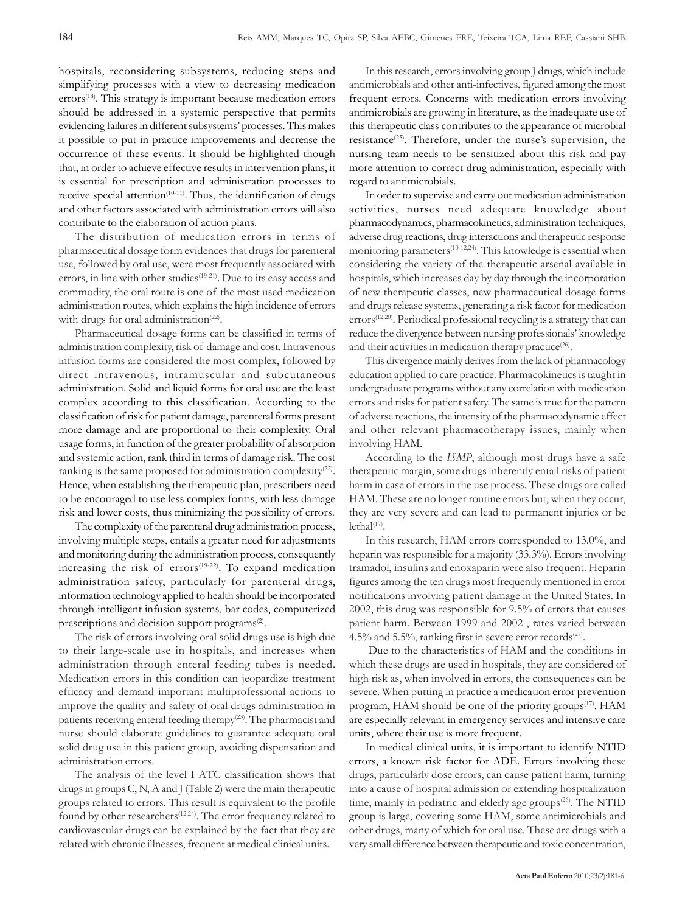hospitals, reconsidering subsystems, reducing steps and simplifying processes with a view to decreasing medication errors[18]. This strategy is important because medication errors should be addressed in a systemic perspective that permits evidencing failures in different subsystems' processes. This makes it possible to put in practice improvements and decrease the occurrence of these events. It should be highlighted though that, in order to achieve effective results in intervention plans, it is essential for prescription and administration processes to receive special attention[10-11]. Thus, the identification of drugs and other factors associated with administration errors will also contribute to the elaboration of action plans.

The distribution of medication errors in terms of pharmaceutical dosage form evidences that drugs for parenteral use, followed by oral use, were most frequently associated with errors, in line with other studies[19-21]. Due to its easy access and commodity, the oral route is one of the most used medication administration routes, which explains the high incidence of errors with drugs for oral administration[22].

Pharmaceutical dosage forms can be classified in terms of administration complexity, risk of damage and cost. Intravenous infusion forms are considered the most complex, followed by direct intravenous, intramuscular and subcutaneous administration. Solid and liquid forms for oral use are the least complex according to this classification. According to the classification of risk for patient damage, parenteral forms present more damage and are proportional to their complexity. Oral usage forms, in function of the greater probability of absorption and systemic action, rank third in terms of damage risk. The cost ranking is the same proposed for administration complexity[22]. Hence, when establishing the therapeutic plan, prescribers need to be encouraged to use less complex forms, with less damage risk and lower costs, thus minimizing the possibility of errors.

The complexity of the parenteral drug administration process, involving multiple steps, entails a greater need for adjustments and monitoring during the administration process, consequently increasing the risk of errors[19-22]. To expand medication administration safety, particularly for parenteral drugs, information technology applied to health should be incorporated through intelligent infusion systems, bar codes, computerized prescriptions and decision support programs[2].

The risk of errors involving oral solid drugs use is high due to their large-scale use in hospitals, and increases when administration through enteral feeding tubes is needed. Medication errors in this condition can jeopardize treatment efficacy and demand important multiprofessional actions to improve the quality and safety of oral drugs administration in patients receiving enteral feeding therapy[23]. The pharmacist and nurse should elaborate guidelines to guarantee adequate oral solid drug use in this patient group, avoiding dispensation and administration errors.

The analysis of the level I ATC classification shows that drugs in groups C, N, A and J (Table 2) were the main therapeutic groups related to errors. This result is equivalent to the profile found by other researchers[12,24]. The error frequency related to cardiovascular drugs can be explained by the fact that they are related with chronic illnesses, frequent at medical clinical units.

In this research, errors involving group J drugs, which include antimicrobials and other anti-infectives, figured among the most frequent errors. Concerns with medication errors involving antimicrobials are growing in literature, as the inadequate use of this therapeutic class contributes to the appearance of microbial resistance[25]. Therefore, under the nurse's supervision, the nursing team needs to be sensitized about this risk and pay more attention to correct drug administration, especially with regard to antimicrobials.

In order to supervise and carry out medication administration activities, nurses need adequate knowledge about pharmacodynamics, pharmacokinetics, administration techniques, adverse drug reactions, drug interactions and therapeutic response monitoring parameters[10-12,24]. This knowledge is essential when considering the variety of the therapeutic arsenal available in hospitals, which increases day by day through the incorporation of new therapeutic classes, new pharmaceutical dosage forms and drugs release systems, generating a risk factor for medication errors[12,20]. Periodical professional recycling is a strategy that can reduce the divergence between nursing professionals' knowledge and their activities in medication therapy practice[26].

This divergence mainly derives from the lack of pharmacology education applied to care practice. Pharmacokinetics is taught in undergraduate programs without any correlation with medication errors and risks for patient safety. The same is true for the pattern of adverse reactions, the intensity of the pharmacodynamic effect and other relevant pharmacotherapy issues, mainly when involving HAM.

According to the *ISMP*, although most drugs have a safe therapeutic margin, some drugs inherently entail risks of patient harm in case of errors in the use process. These drugs are called HAM. These are no longer routine errors but, when they occur, they are very severe and can lead to permanent injuries or be lethal[17].

In this research, HAM errors corresponded to 13.0%, and heparin was responsible for a majority (33.3%). Errors involving tramadol, insulins and enoxaparin were also frequent. Heparin figures among the ten drugs most frequently mentioned in error notifications involving patient damage in the United States. In 2002, this drug was responsible for 9.5% of errors that causes patient harm. Between 1999 and 2002 , rates varied between 4.5% and 5.5%, ranking first in severe error records[27].

Due to the characteristics of HAM and the conditions in which these drugs are used in hospitals, they are considered of high risk as, when involved in errors, the consequences can be severe. When putting in practice a medication error prevention program, HAM should be one of the priority groups[17]. HAM are especially relevant in emergency services and intensive care units, where their use is more frequent.

In medical clinical units, it is important to identify NTID errors, a known risk factor for ADE. Errors involving these drugs, particularly dose errors, can cause patient harm, turning into a cause of hospital admission or extending hospitalization time, mainly in pediatric and elderly age groups[26]. The NTID group is large, covering some HAM, some antimicrobials and other drugs, many of which for oral use. These are drugs with a very small difference between therapeutic and toxic concentration,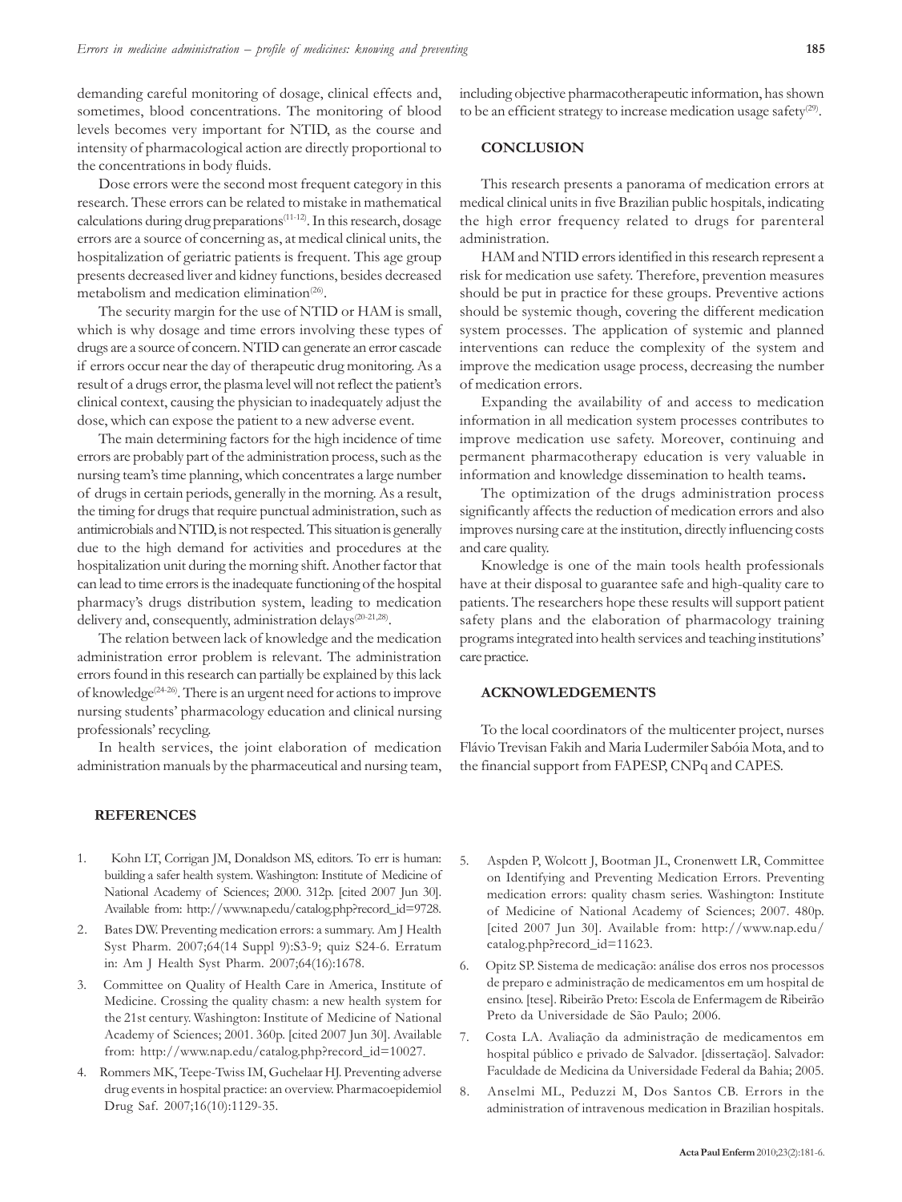demanding careful monitoring of dosage, clinical effects and, sometimes, blood concentrations. The monitoring of blood levels becomes very important for NTID, as the course and intensity of pharmacological action are directly proportional to the concentrations in body fluids.

Dose errors were the second most frequent category in this research. These errors can be related to mistake in mathematical calculations during drug preparations[11-12]. In this research, dosage errors are a source of concerning as, at medical clinical units, the hospitalization of geriatric patients is frequent. This age group presents decreased liver and kidney functions, besides decreased metabolism and medication elimination[26].

The security margin for the use of NTID or HAM is small, which is why dosage and time errors involving these types of drugs are a source of concern. NTID can generate an error cascade if errors occur near the day of therapeutic drug monitoring. As a result of a drugs error, the plasma level will not reflect the patient's clinical context, causing the physician to inadequately adjust the dose, which can expose the patient to a new adverse event.

The main determining factors for the high incidence of time errors are probably part of the administration process, such as the nursing team's time planning, which concentrates a large number of drugs in certain periods, generally in the morning. As a result, the timing for drugs that require punctual administration, such as antimicrobials and NTID, is not respected. This situation is generally due to the high demand for activities and procedures at the hospitalization unit during the morning shift. Another factor that can lead to time errors is the inadequate functioning of the hospital pharmacy's drugs distribution system, leading to medication delivery and, consequently, administration delays[20-21,28].

The relation between lack of knowledge and the medication administration error problem is relevant. The administration errors found in this research can partially be explained by this lack of knowledge[24-26]. There is an urgent need for actions to improve nursing students' pharmacology education and clinical nursing professionals' recycling.

In health services, the joint elaboration of medication administration manuals by the pharmaceutical and nursing team, including objective pharmacotherapeutic information, has shown to be an efficient strategy to increase medication usage safety[29].

## CONCLUSION

This research presents a panorama of medication errors at medical clinical units in five Brazilian public hospitals, indicating the high error frequency related to drugs for parenteral administration.

HAM and NTID errors identified in this research represent a risk for medication use safety. Therefore, prevention measures should be put in practice for these groups. Preventive actions should be systemic though, covering the different medication system processes. The application of systemic and planned interventions can reduce the complexity of the system and improve the medication usage process, decreasing the number of medication errors.

Expanding the availability of and access to medication information in all medication system processes contributes to improve medication use safety. Moreover, continuing and permanent pharmacotherapy education is very valuable in information and knowledge dissemination to health teams**.**

The optimization of the drugs administration process significantly affects the reduction of medication errors and also improves nursing care at the institution, directly influencing costs and care quality.

Knowledge is one of the main tools health professionals have at their disposal to guarantee safe and high-quality care to patients. The researchers hope these results will support patient safety plans and the elaboration of pharmacology training programs integrated into health services and teaching institutions' care practice.

## ACKNOWLEDGEMENTS

To the local coordinators of the multicenter project, nurses Flávio Trevisan Fakih and Maria Ludermiler Sabóia Mota, and to the financial support from FAPESP, CNPq and CAPES.

## REFERENCES

1. Kohn LT, Corrigan JM, Donaldson MS, editors. To err is human: building a safer health system. Washington: Institute of Medicine of National Academy of Sciences; 2000. 312p. [cited 2007 Jun 30]. Available from: http://www.nap.edu/catalog.php?record_id=9728.
2. Bates DW. Preventing medication errors: a summary. Am J Health Syst Pharm. 2007;64(14 Suppl 9):S3-9; quiz S24-6. Erratum in: Am J Health Syst Pharm. 2007;64(16):1678.
3. Committee on Quality of Health Care in America, Institute of Medicine. Crossing the quality chasm: a new health system for the 21st century. Washington: Institute of Medicine of National Academy of Sciences; 2001. 360p. [cited 2007 Jun 30]. Available from: http://www.nap.edu/catalog.php?record_id=10027.
4. Rommers MK, Teepe-Twiss IM, Guchelaar HJ. Preventing adverse drug events in hospital practice: an overview. Pharmacoepidemiol Drug Saf. 2007;16(10):1129-35.
5. Aspden P, Wolcott J, Bootman JL, Cronenwett LR, Committee on Identifying and Preventing Medication Errors. Preventing medication errors: quality chasm series. Washington: Institute of Medicine of National Academy of Sciences; 2007. 480p. [cited 2007 Jun 30]. Available from: http://www.nap.edu/catalog.php?record_id=11623.
6. Opitz SP. Sistema de medicação: análise dos erros nos processos de preparo e administração de medicamentos em um hospital de ensino. [tese]. Ribeirão Preto: Escola de Enfermagem de Ribeirão Preto da Universidade de São Paulo; 2006.
7. Costa LA. Avaliação da administração de medicamentos em hospital público e privado de Salvador. [dissertação]. Salvador: Faculdade de Medicina da Universidade Federal da Bahia; 2005.
8. Anselmi ML, Peduzzi M, Dos Santos CB. Errors in the administration of intravenous medication in Brazilian hospitals.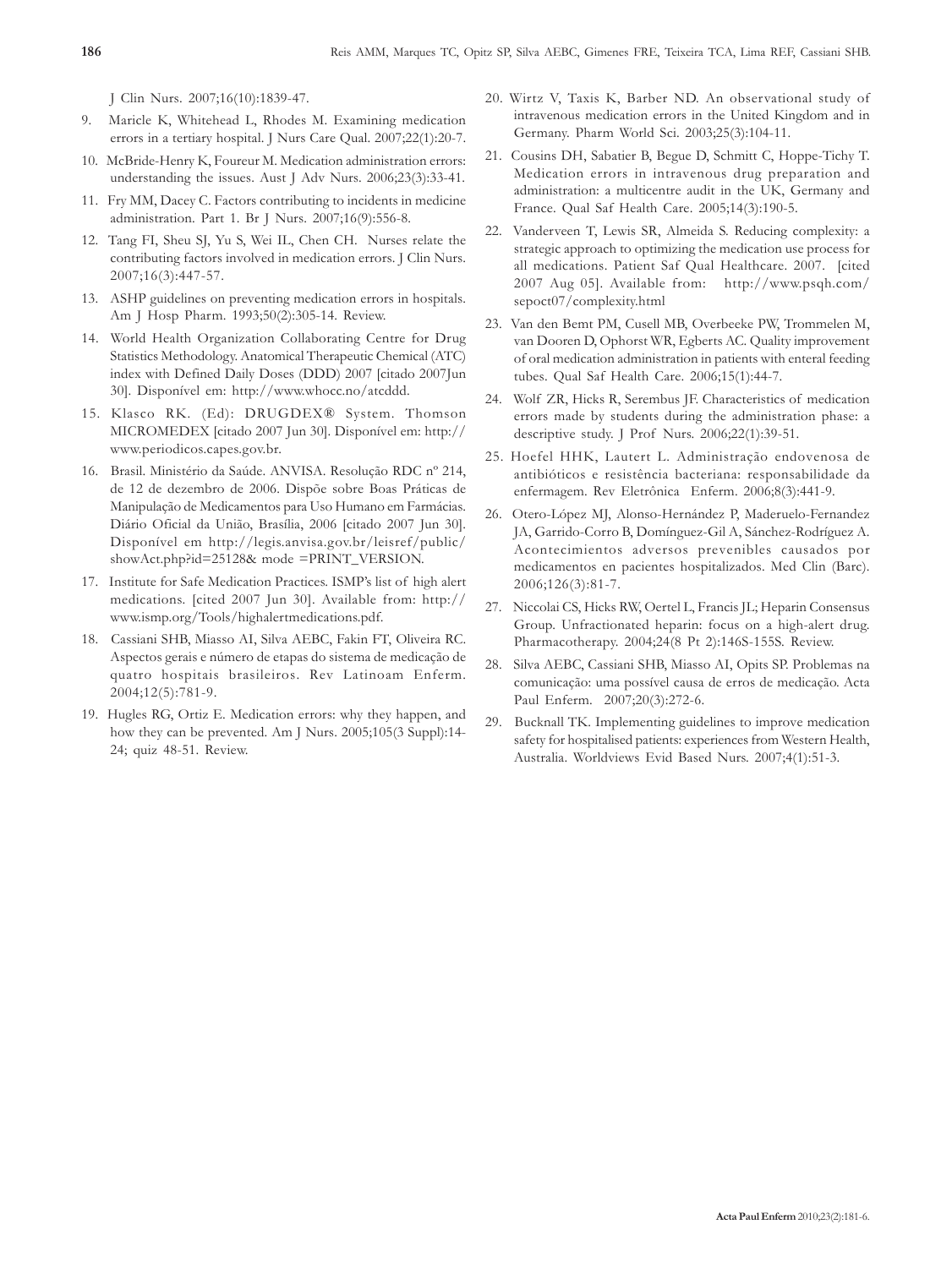J Clin Nurs. 2007;16(10):1839-47.

9. Maricle K, Whitehead L, Rhodes M. Examining medication errors in a tertiary hospital. J Nurs Care Qual. 2007;22(1):20-7.

10. McBride-Henry K, Foureur M. Medication administration errors: understanding the issues. Aust J Adv Nurs. 2006;23(3):33-41.

11. Fry MM, Dacey C. Factors contributing to incidents in medicine administration. Part 1. Br J Nurs. 2007;16(9):556-8.

12. Tang FI, Sheu SJ, Yu S, Wei IL, Chen CH. Nurses relate the contributing factors involved in medication errors. J Clin Nurs. 2007;16(3):447-57.

13. ASHP guidelines on preventing medication errors in hospitals. Am J Hosp Pharm. 1993;50(2):305-14. Review.

14. World Health Organization Collaborating Centre for Drug Statistics Methodology. Anatomical Therapeutic Chemical (ATC) index with Defined Daily Doses (DDD) 2007 [citado 2007Jun 30]. Disponível em: http://www.whocc.no/atcddd.

15. Klasco RK. (Ed): DRUGDEX® System. Thomson MICROMEDEX [citado 2007 Jun 30]. Disponível em: http://www.periodicos.capes.gov.br.

16. Brasil. Ministério da Saúde. ANVISA. Resolução RDC nº 214, de 12 de dezembro de 2006. Dispõe sobre Boas Práticas de Manipulação de Medicamentos para Uso Humano em Farmácias. Diário Oficial da União, Brasília, 2006 [citado 2007 Jun 30]. Disponível em http://legis.anvisa.gov.br/leisref/public/showAct.php?id=25128& mode =PRINT_VERSION.

17. Institute for Safe Medication Practices. ISMP's list of high alert medications. [cited 2007 Jun 30]. Available from: http://www.ismp.org/Tools/highalertmedications.pdf.

18. Cassiani SHB, Miasso AI, Silva AEBC, Fakin FT, Oliveira RC. Aspectos gerais e número de etapas do sistema de medicação de quatro hospitais brasileiros. Rev Latinoam Enferm. 2004;12(5):781-9.

19. Hugles RG, Ortiz E. Medication errors: why they happen, and how they can be prevented. Am J Nurs. 2005;105(3 Suppl):14-24; quiz 48-51. Review.

20. Wirtz V, Taxis K, Barber ND. An observational study of intravenous medication errors in the United Kingdom and in Germany. Pharm World Sci. 2003;25(3):104-11.

21. Cousins DH, Sabatier B, Begue D, Schmitt C, Hoppe-Tichy T. Medication errors in intravenous drug preparation and administration: a multicentre audit in the UK, Germany and France. Qual Saf Health Care. 2005;14(3):190-5.

22. Vanderveen T, Lewis SR, Almeida S. Reducing complexity: a strategic approach to optimizing the medication use process for all medications. Patient Saf Qual Healthcare. 2007. [cited 2007 Aug 05]. Available from: http://www.psqh.com/sepoct07/complexity.html

23. Van den Bemt PM, Cusell MB, Overbeeke PW, Trommelen M, van Dooren D, Ophorst WR, Egberts AC. Quality improvement of oral medication administration in patients with enteral feeding tubes. Qual Saf Health Care. 2006;15(1):44-7.

24. Wolf ZR, Hicks R, Serembus JF. Characteristics of medication errors made by students during the administration phase: a descriptive study. J Prof Nurs. 2006;22(1):39-51.

25. Hoefel HHK, Lautert L. Administração endovenosa de antibióticos e resistência bacteriana: responsabilidade da enfermagem. Rev Eletrônica Enferm. 2006;8(3):441-9.

26. Otero-López MJ, Alonso-Hernández P, Maderuelo-Fernandez JA, Garrido-Corro B, Domínguez-Gil A, Sánchez-Rodríguez A. Acontecimientos adversos prevenibles causados por medicamentos en pacientes hospitalizados. Med Clin (Barc). 2006;126(3):81-7.

27. Niccolai CS, Hicks RW, Oertel L, Francis JL; Heparin Consensus Group. Unfractionated heparin: focus on a high-alert drug. Pharmacotherapy. 2004;24(8 Pt 2):146S-155S. Review.

28. Silva AEBC, Cassiani SHB, Miasso AI, Opits SP. Problemas na comunicação: uma possível causa de erros de medicação. Acta Paul Enferm. 2007;20(3):272-6.

29. Bucknall TK. Implementing guidelines to improve medication safety for hospitalised patients: experiences from Western Health, Australia. Worldviews Evid Based Nurs. 2007;4(1):51-3.